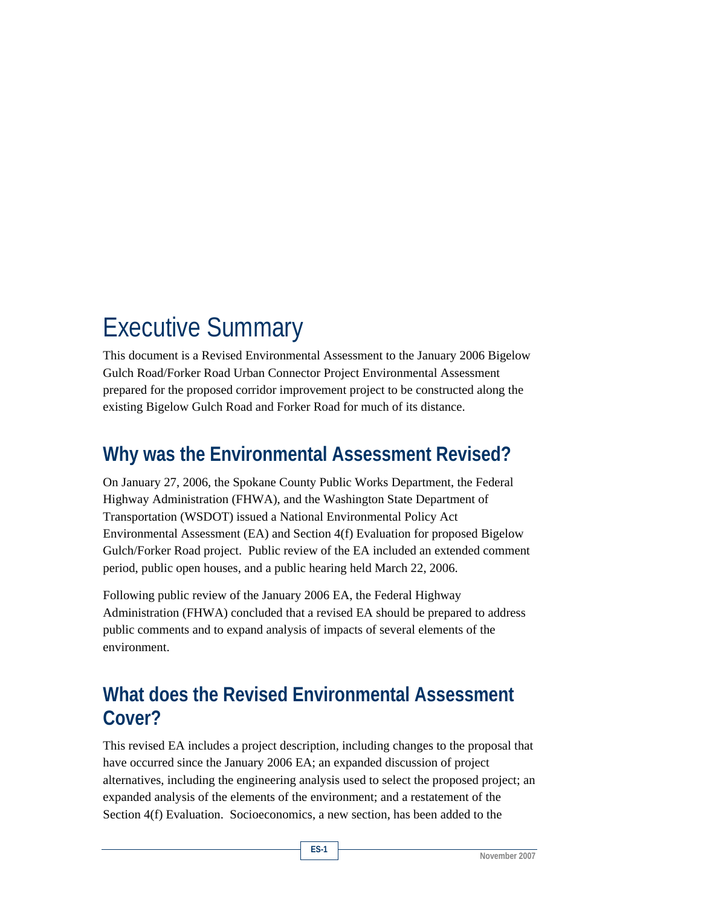# Executive Summary

This document is a Revised Environmental Assessment to the January 2006 Bigelow Gulch Road/Forker Road Urban Connector Project Environmental Assessment prepared for the proposed corridor improvement project to be constructed along the existing Bigelow Gulch Road and Forker Road for much of its distance.

## Why was the Environmental Assessment Revised?

On January 27, 2006, the Spokane County Public Works Department, the Federal Highway Administration (FHWA), and the Washington State Department of Transportation (WSDOT) issued a National Environmental Policy Act Environmental Assessment (EA) and Section 4(f) Evaluation for proposed Bigelow Gulch/Forker Road project. Public review of the EA included an extended comment period, public open houses, and a public hearing held March 22, 2006.

Following public review of the January 2006 EA, the Federal Highway Administration (FHWA) concluded that a revised EA should be prepared to address public comments and to expand analysis of impacts of several elements of the environment.

## What does the Revised Environmental Assessment Cover?

This revised EA includes a project description, including changes to the proposal that have occurred since the January 2006 EA; an expanded discussion of project alternatives, including the engineering analysis used to select the proposed project; an expanded analysis of the elements of the environment; and a restatement of the Section 4(f) Evaluation. Socioeconomics, a new section, has been added to the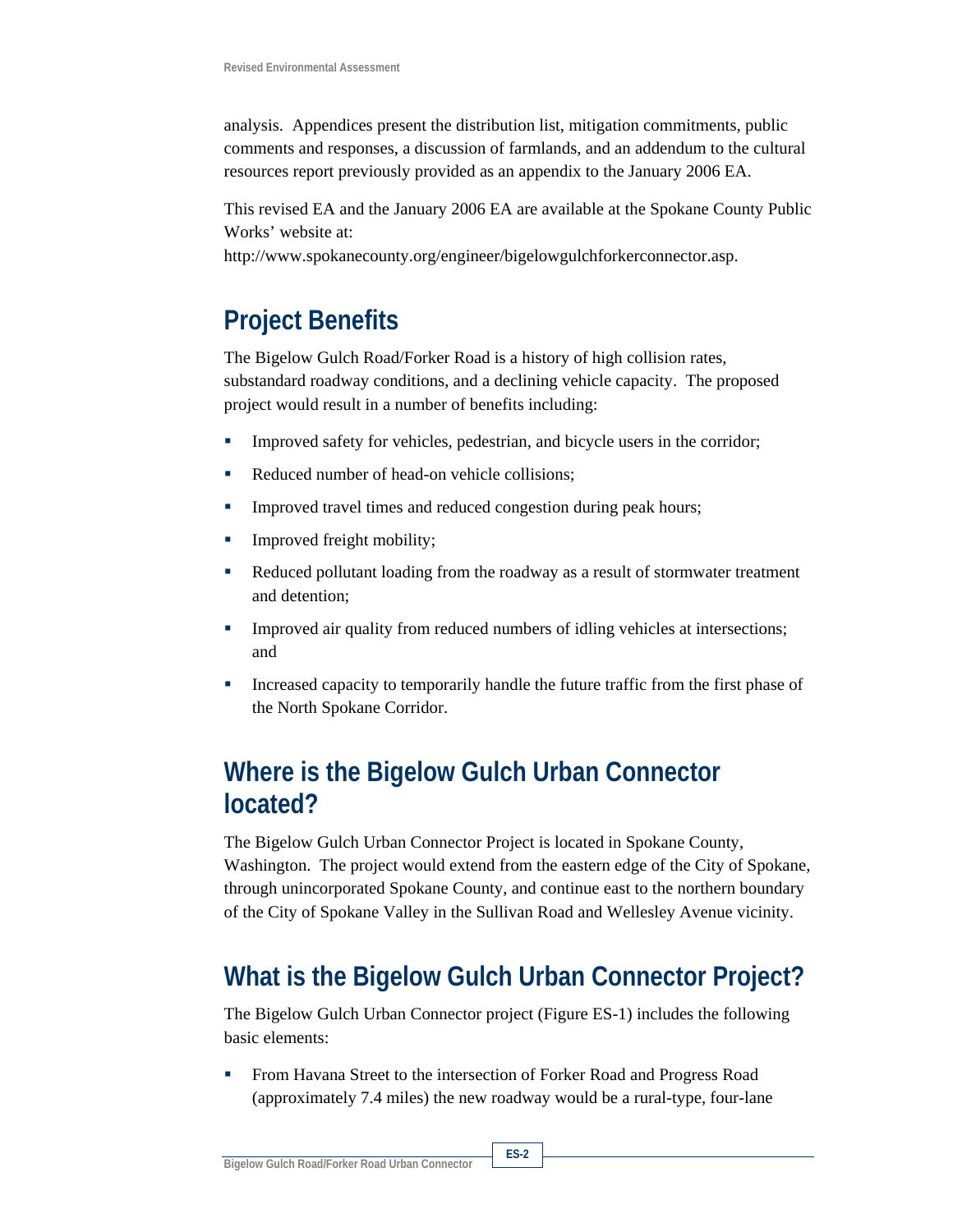analysis. Appendices present the distribution list, mitigation commitments, public comments and responses, a discussion of farmlands, and an addendum to the cultural resources report previously provided as an appendix to the January 2006 EA.

This revised EA and the January 2006 EA are available at the Spokane County Public Works' website at:
http://www.spokanecounty.org/engineer/bigelowgulchforkerconnector.asp.

## Project Benefits

The Bigelow Gulch Road/Forker Road is a history of high collision rates, substandard roadway conditions, and a declining vehicle capacity. The proposed project would result in a number of benefits including:

- Improved safety for vehicles, pedestrian, and bicycle users in the corridor;
- Reduced number of head-on vehicle collisions;
- Improved travel times and reduced congestion during peak hours;
- Improved freight mobility;
- Reduced pollutant loading from the roadway as a result of stormwater treatment and detention;
- Improved air quality from reduced numbers of idling vehicles at intersections; and
- Increased capacity to temporarily handle the future traffic from the first phase of the North Spokane Corridor.

## Where is the Bigelow Gulch Urban Connector located?

The Bigelow Gulch Urban Connector Project is located in Spokane County, Washington. The project would extend from the eastern edge of the City of Spokane, through unincorporated Spokane County, and continue east to the northern boundary of the City of Spokane Valley in the Sullivan Road and Wellesley Avenue vicinity.

## What is the Bigelow Gulch Urban Connector Project?

The Bigelow Gulch Urban Connector project (Figure ES-1) includes the following basic elements:

- From Havana Street to the intersection of Forker Road and Progress Road (approximately 7.4 miles) the new roadway would be a rural-type, four-lane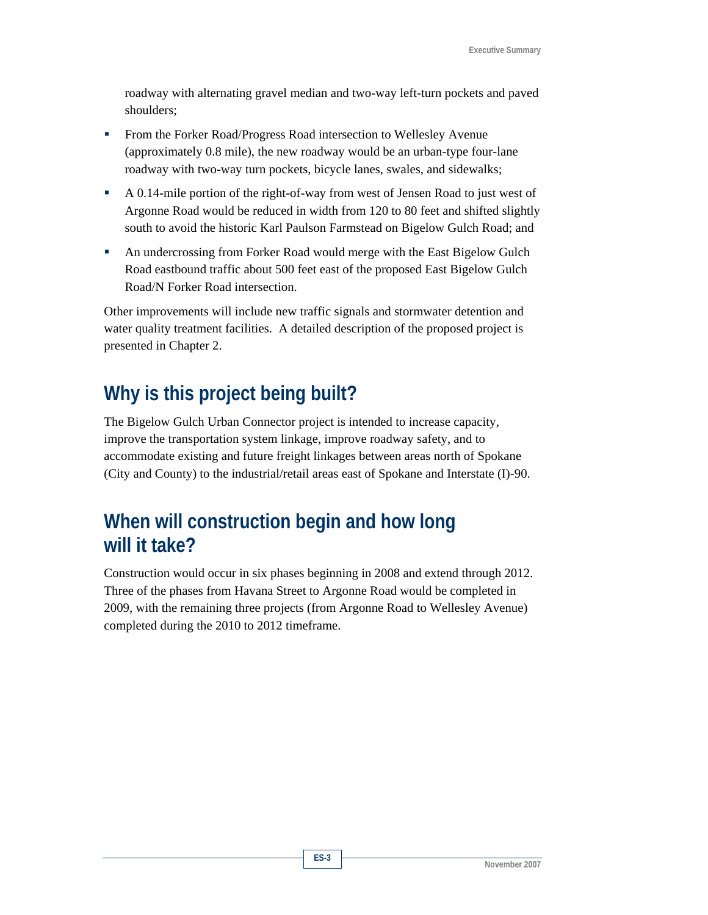roadway with alternating gravel median and two-way left-turn pockets and paved shoulders;

- From the Forker Road/Progress Road intersection to Wellesley Avenue (approximately 0.8 mile), the new roadway would be an urban-type four-lane roadway with two-way turn pockets, bicycle lanes, swales, and sidewalks;
- A 0.14-mile portion of the right-of-way from west of Jensen Road to just west of Argonne Road would be reduced in width from 120 to 80 feet and shifted slightly south to avoid the historic Karl Paulson Farmstead on Bigelow Gulch Road; and
- An undercrossing from Forker Road would merge with the East Bigelow Gulch Road eastbound traffic about 500 feet east of the proposed East Bigelow Gulch Road/N Forker Road intersection.

Other improvements will include new traffic signals and stormwater detention and water quality treatment facilities. A detailed description of the proposed project is presented in Chapter 2.

## Why is this project being built?

The Bigelow Gulch Urban Connector project is intended to increase capacity, improve the transportation system linkage, improve roadway safety, and to accommodate existing and future freight linkages between areas north of Spokane (City and County) to the industrial/retail areas east of Spokane and Interstate (I)-90.

## When will construction begin and how long will it take?

Construction would occur in six phases beginning in 2008 and extend through 2012. Three of the phases from Havana Street to Argonne Road would be completed in 2009, with the remaining three projects (from Argonne Road to Wellesley Avenue) completed during the 2010 to 2012 timeframe.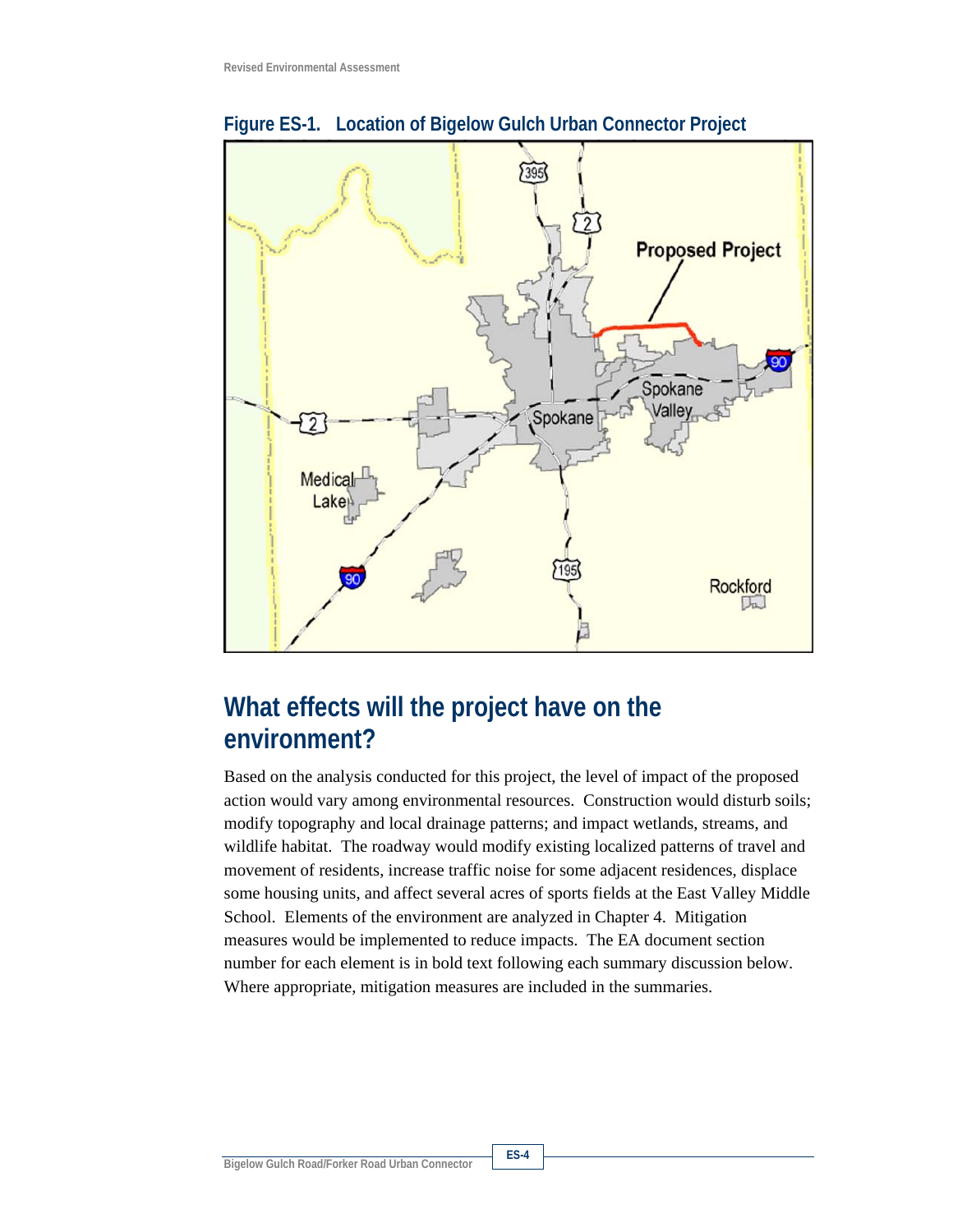Figure ES-1. Location of Bigelow Gulch Urban Connector Project

## What effects will the project have on the environment?

Based on the analysis conducted for this project, the level of impact of the proposed action would vary among environmental resources. Construction would disturb soils; modify topography and local drainage patterns; and impact wetlands, streams, and wildlife habitat. The roadway would modify existing localized patterns of travel and movement of residents, increase traffic noise for some adjacent residences, displace some housing units, and affect several acres of sports fields at the East Valley Middle School. Elements of the environment are analyzed in Chapter 4. Mitigation measures would be implemented to reduce impacts. The EA document section number for each element is in bold text following each summary discussion below. Where appropriate, mitigation measures are included in the summaries.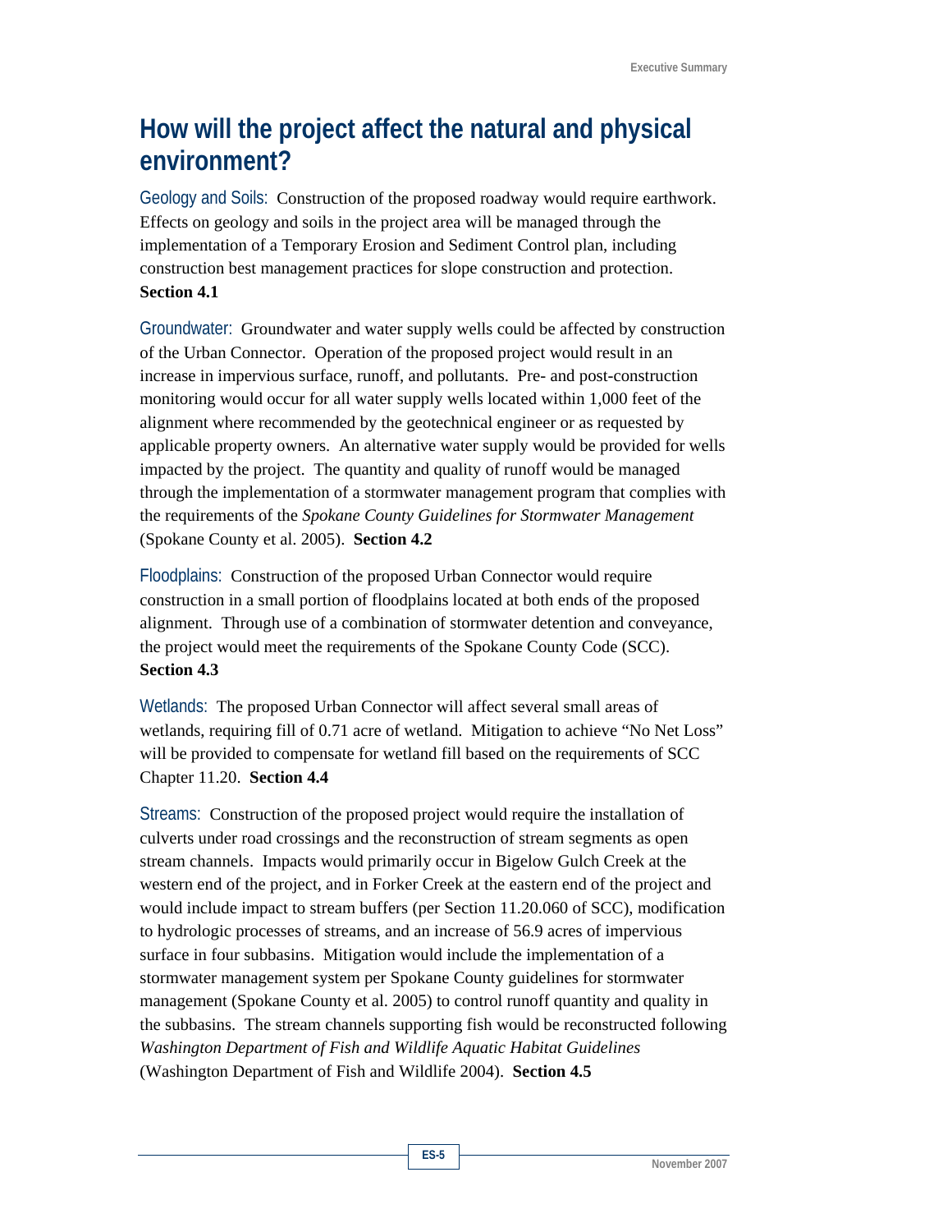## How will the project affect the natural and physical environment?

Geology and Soils: Construction of the proposed roadway would require earthwork. Effects on geology and soils in the project area will be managed through the implementation of a Temporary Erosion and Sediment Control plan, including construction best management practices for slope construction and protection. **Section 4.1**

Groundwater: Groundwater and water supply wells could be affected by construction of the Urban Connector. Operation of the proposed project would result in an increase in impervious surface, runoff, and pollutants. Pre- and post-construction monitoring would occur for all water supply wells located within 1,000 feet of the alignment where recommended by the geotechnical engineer or as requested by applicable property owners. An alternative water supply would be provided for wells impacted by the project. The quantity and quality of runoff would be managed through the implementation of a stormwater management program that complies with the requirements of the *Spokane County Guidelines for Stormwater Management* (Spokane County et al. 2005). **Section 4.2**

Floodplains: Construction of the proposed Urban Connector would require construction in a small portion of floodplains located at both ends of the proposed alignment. Through use of a combination of stormwater detention and conveyance, the project would meet the requirements of the Spokane County Code (SCC). **Section 4.3**

Wetlands: The proposed Urban Connector will affect several small areas of wetlands, requiring fill of 0.71 acre of wetland. Mitigation to achieve "No Net Loss" will be provided to compensate for wetland fill based on the requirements of SCC Chapter 11.20. **Section 4.4**

Streams: Construction of the proposed project would require the installation of culverts under road crossings and the reconstruction of stream segments as open stream channels. Impacts would primarily occur in Bigelow Gulch Creek at the western end of the project, and in Forker Creek at the eastern end of the project and would include impact to stream buffers (per Section 11.20.060 of SCC), modification to hydrologic processes of streams, and an increase of 56.9 acres of impervious surface in four subbasins. Mitigation would include the implementation of a stormwater management system per Spokane County guidelines for stormwater management (Spokane County et al. 2005) to control runoff quantity and quality in the subbasins. The stream channels supporting fish would be reconstructed following *Washington Department of Fish and Wildlife Aquatic Habitat Guidelines* (Washington Department of Fish and Wildlife 2004). **Section 4.5**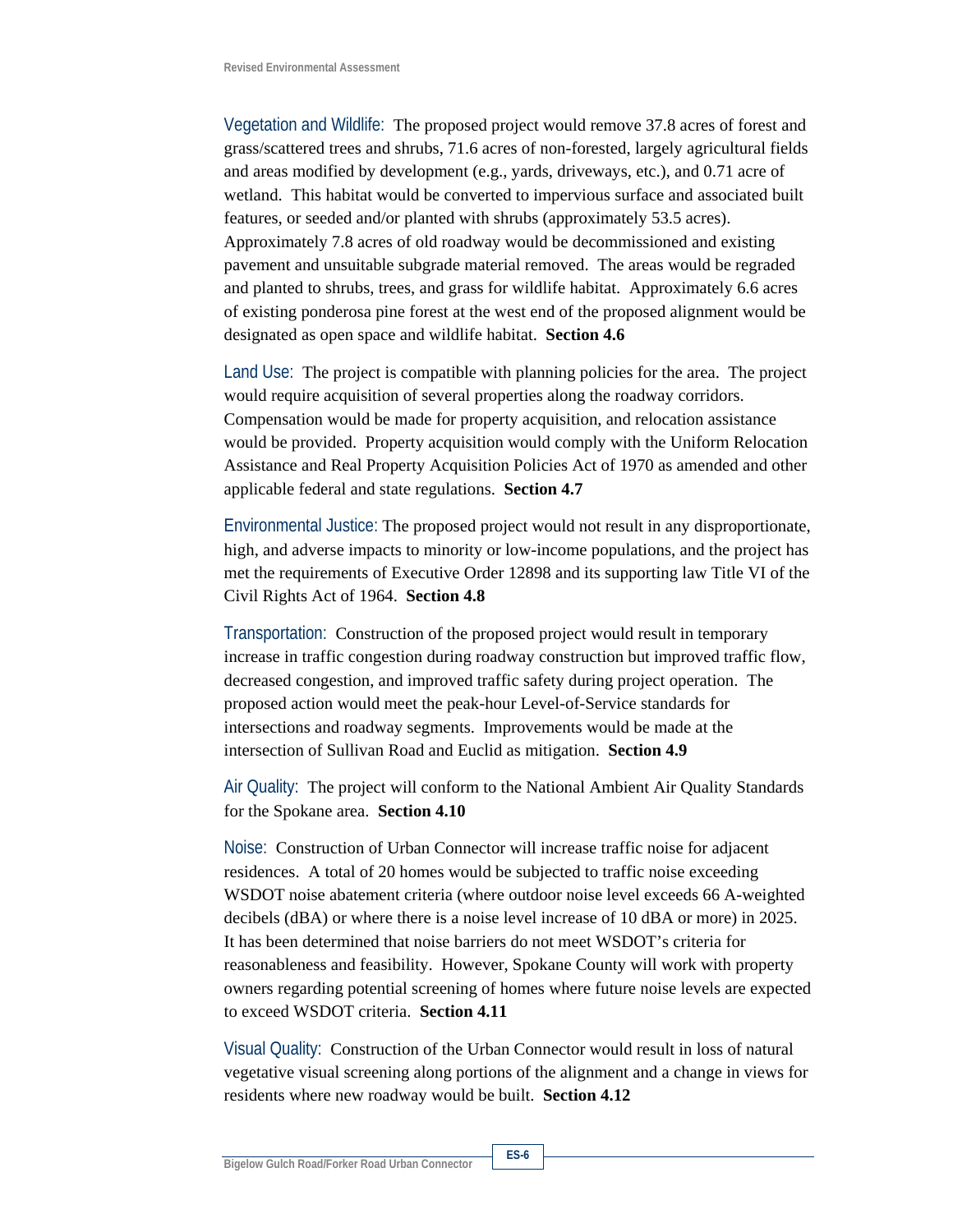Vegetation and Wildlife: The proposed project would remove 37.8 acres of forest and grass/scattered trees and shrubs, 71.6 acres of non-forested, largely agricultural fields and areas modified by development (e.g., yards, driveways, etc.), and 0.71 acre of wetland. This habitat would be converted to impervious surface and associated built features, or seeded and/or planted with shrubs (approximately 53.5 acres). Approximately 7.8 acres of old roadway would be decommissioned and existing pavement and unsuitable subgrade material removed. The areas would be regraded and planted to shrubs, trees, and grass for wildlife habitat. Approximately 6.6 acres of existing ponderosa pine forest at the west end of the proposed alignment would be designated as open space and wildlife habitat. **Section 4.6**

Land Use: The project is compatible with planning policies for the area. The project would require acquisition of several properties along the roadway corridors. Compensation would be made for property acquisition, and relocation assistance would be provided. Property acquisition would comply with the Uniform Relocation Assistance and Real Property Acquisition Policies Act of 1970 as amended and other applicable federal and state regulations. **Section 4.7**

Environmental Justice: The proposed project would not result in any disproportionate, high, and adverse impacts to minority or low-income populations, and the project has met the requirements of Executive Order 12898 and its supporting law Title VI of the Civil Rights Act of 1964. **Section 4.8**

Transportation: Construction of the proposed project would result in temporary increase in traffic congestion during roadway construction but improved traffic flow, decreased congestion, and improved traffic safety during project operation. The proposed action would meet the peak-hour Level-of-Service standards for intersections and roadway segments. Improvements would be made at the intersection of Sullivan Road and Euclid as mitigation. **Section 4.9**

Air Quality: The project will conform to the National Ambient Air Quality Standards for the Spokane area. **Section 4.10**

Noise: Construction of Urban Connector will increase traffic noise for adjacent residences. A total of 20 homes would be subjected to traffic noise exceeding WSDOT noise abatement criteria (where outdoor noise level exceeds 66 A-weighted decibels (dBA) or where there is a noise level increase of 10 dBA or more) in 2025. It has been determined that noise barriers do not meet WSDOT's criteria for reasonableness and feasibility. However, Spokane County will work with property owners regarding potential screening of homes where future noise levels are expected to exceed WSDOT criteria. **Section 4.11**

Visual Quality: Construction of the Urban Connector would result in loss of natural vegetative visual screening along portions of the alignment and a change in views for residents where new roadway would be built. **Section 4.12**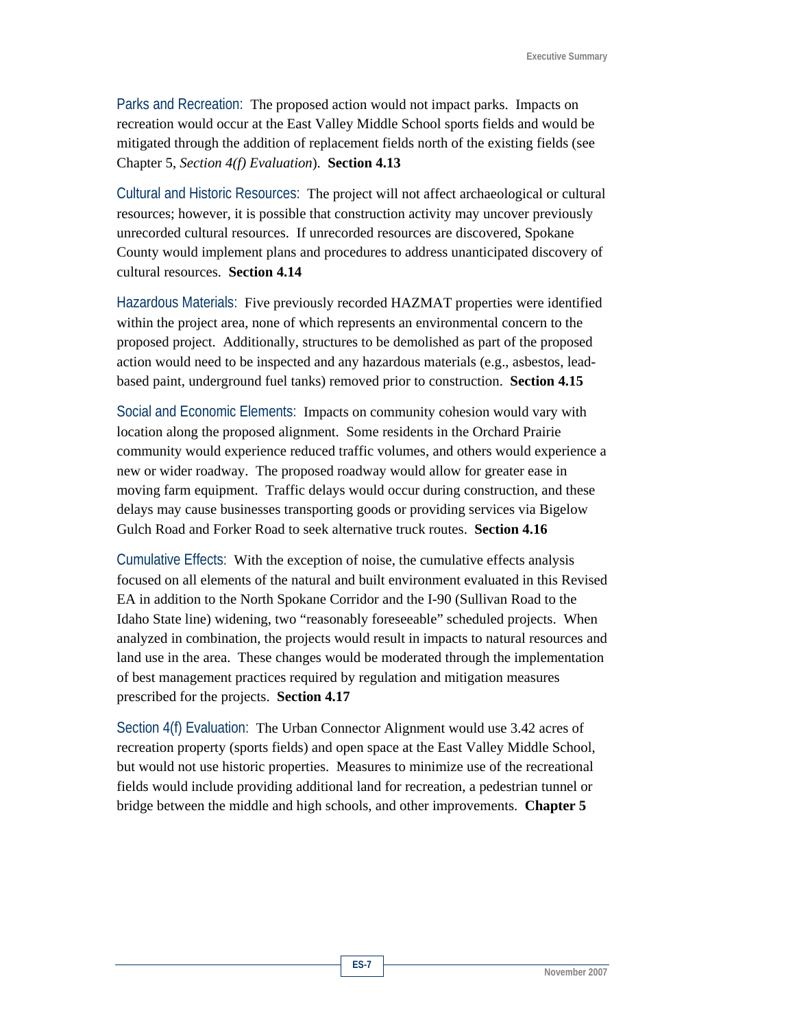Parks and Recreation: The proposed action would not impact parks. Impacts on recreation would occur at the East Valley Middle School sports fields and would be mitigated through the addition of replacement fields north of the existing fields (see Chapter 5, *Section 4(f) Evaluation*). **Section 4.13**

Cultural and Historic Resources: The project will not affect archaeological or cultural resources; however, it is possible that construction activity may uncover previously unrecorded cultural resources. If unrecorded resources are discovered, Spokane County would implement plans and procedures to address unanticipated discovery of cultural resources. **Section 4.14**

Hazardous Materials: Five previously recorded HAZMAT properties were identified within the project area, none of which represents an environmental concern to the proposed project. Additionally, structures to be demolished as part of the proposed action would need to be inspected and any hazardous materials (e.g., asbestos, lead-based paint, underground fuel tanks) removed prior to construction. **Section 4.15**

Social and Economic Elements: Impacts on community cohesion would vary with location along the proposed alignment. Some residents in the Orchard Prairie community would experience reduced traffic volumes, and others would experience a new or wider roadway. The proposed roadway would allow for greater ease in moving farm equipment. Traffic delays would occur during construction, and these delays may cause businesses transporting goods or providing services via Bigelow Gulch Road and Forker Road to seek alternative truck routes. **Section 4.16**

Cumulative Effects: With the exception of noise, the cumulative effects analysis focused on all elements of the natural and built environment evaluated in this Revised EA in addition to the North Spokane Corridor and the I-90 (Sullivan Road to the Idaho State line) widening, two "reasonably foreseeable" scheduled projects. When analyzed in combination, the projects would result in impacts to natural resources and land use in the area. These changes would be moderated through the implementation of best management practices required by regulation and mitigation measures prescribed for the projects. **Section 4.17**

Section 4(f) Evaluation: The Urban Connector Alignment would use 3.42 acres of recreation property (sports fields) and open space at the East Valley Middle School, but would not use historic properties. Measures to minimize use of the recreational fields would include providing additional land for recreation, a pedestrian tunnel or bridge between the middle and high schools, and other improvements. **Chapter 5**